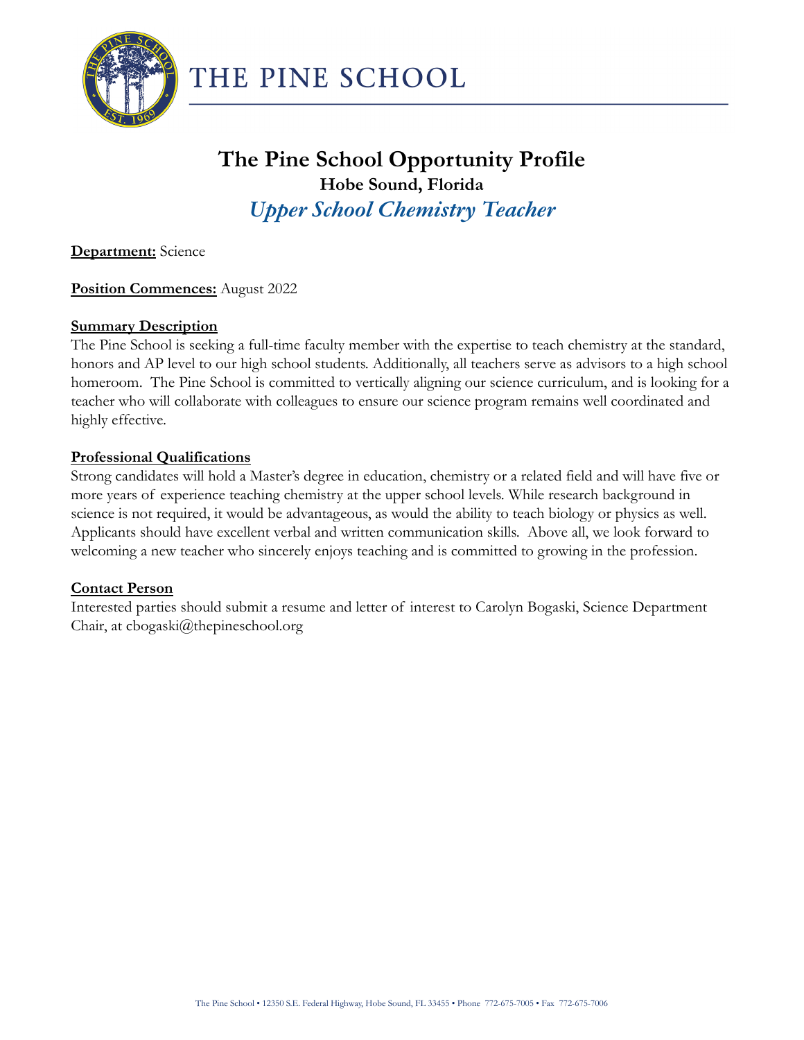# THE PINE SCHOOL

## The Pine School Opportunity Profile

### Hobe Sound, Florida

### *Upper School Chemistry Teacher*

**Department:** Science

**Position Commences:** August 2022

**Summary Description**

The Pine School is seeking a full-time faculty member with the expertise to teach chemistry at the standard, honors and AP level to our high school students. Additionally, all teachers serve as advisors to a high school homeroom. The Pine School is committed to vertically aligning our science curriculum, and is looking for a teacher who will collaborate with colleagues to ensure our science program remains well coordinated and highly effective.

**Professional Qualifications**

Strong candidates will hold a Master's degree in education, chemistry or a related field and will have five or more years of experience teaching chemistry at the upper school levels. While research background in science is not required, it would be advantageous, as would the ability to teach biology or physics as well. Applicants should have excellent verbal and written communication skills. Above all, we look forward to welcoming a new teacher who sincerely enjoys teaching and is committed to growing in the profession.

**Contact Person**

Interested parties should submit a resume and letter of interest to Carolyn Bogaski, Science Department Chair, at cbogaski@thepineschool.org

The Pine School • 12350 S.E. Federal Highway, Hobe Sound, FL 33455 • Phone 772-675-7005 • Fax 772-675-7006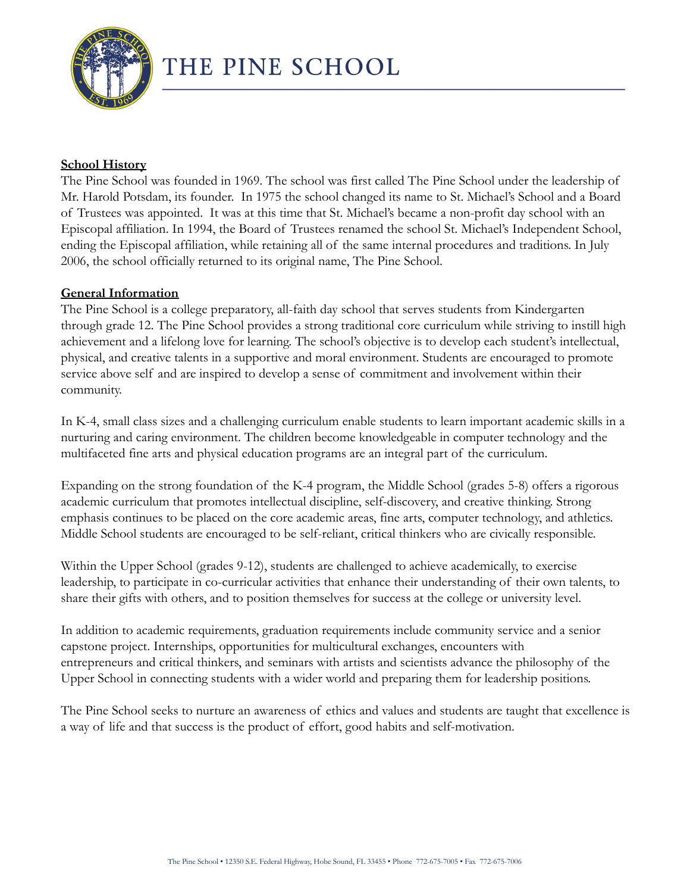# THE PINE SCHOOL

**School History**

The Pine School was founded in 1969. The school was first called The Pine School under the leadership of Mr. Harold Potsdam, its founder. In 1975 the school changed its name to St. Michael's School and a Board of Trustees was appointed. It was at this time that St. Michael's became a non-profit day school with an Episcopal affiliation. In 1994, the Board of Trustees renamed the school St. Michael's Independent School, ending the Episcopal affiliation, while retaining all of the same internal procedures and traditions. In July 2006, the school officially returned to its original name, The Pine School.

**General Information**

The Pine School is a college preparatory, all-faith day school that serves students from Kindergarten through grade 12. The Pine School provides a strong traditional core curriculum while striving to instill high achievement and a lifelong love for learning. The school's objective is to develop each student's intellectual, physical, and creative talents in a supportive and moral environment. Students are encouraged to promote service above self and are inspired to develop a sense of commitment and involvement within their community.

In K-4, small class sizes and a challenging curriculum enable students to learn important academic skills in a nurturing and caring environment. The children become knowledgeable in computer technology and the multifaceted fine arts and physical education programs are an integral part of the curriculum.

Expanding on the strong foundation of the K-4 program, the Middle School (grades 5-8) offers a rigorous academic curriculum that promotes intellectual discipline, self-discovery, and creative thinking. Strong emphasis continues to be placed on the core academic areas, fine arts, computer technology, and athletics. Middle School students are encouraged to be self-reliant, critical thinkers who are civically responsible.

Within the Upper School (grades 9-12), students are challenged to achieve academically, to exercise leadership, to participate in co-curricular activities that enhance their understanding of their own talents, to share their gifts with others, and to position themselves for success at the college or university level.

In addition to academic requirements, graduation requirements include community service and a senior capstone project. Internships, opportunities for multicultural exchanges, encounters with entrepreneurs and critical thinkers, and seminars with artists and scientists advance the philosophy of the Upper School in connecting students with a wider world and preparing them for leadership positions.

The Pine School seeks to nurture an awareness of ethics and values and students are taught that excellence is a way of life and that success is the product of effort, good habits and self-motivation.

The Pine School • 12350 S.E. Federal Highway, Hobe Sound, FL 33455 • Phone 772-675-7005 • Fax 772-675-7006